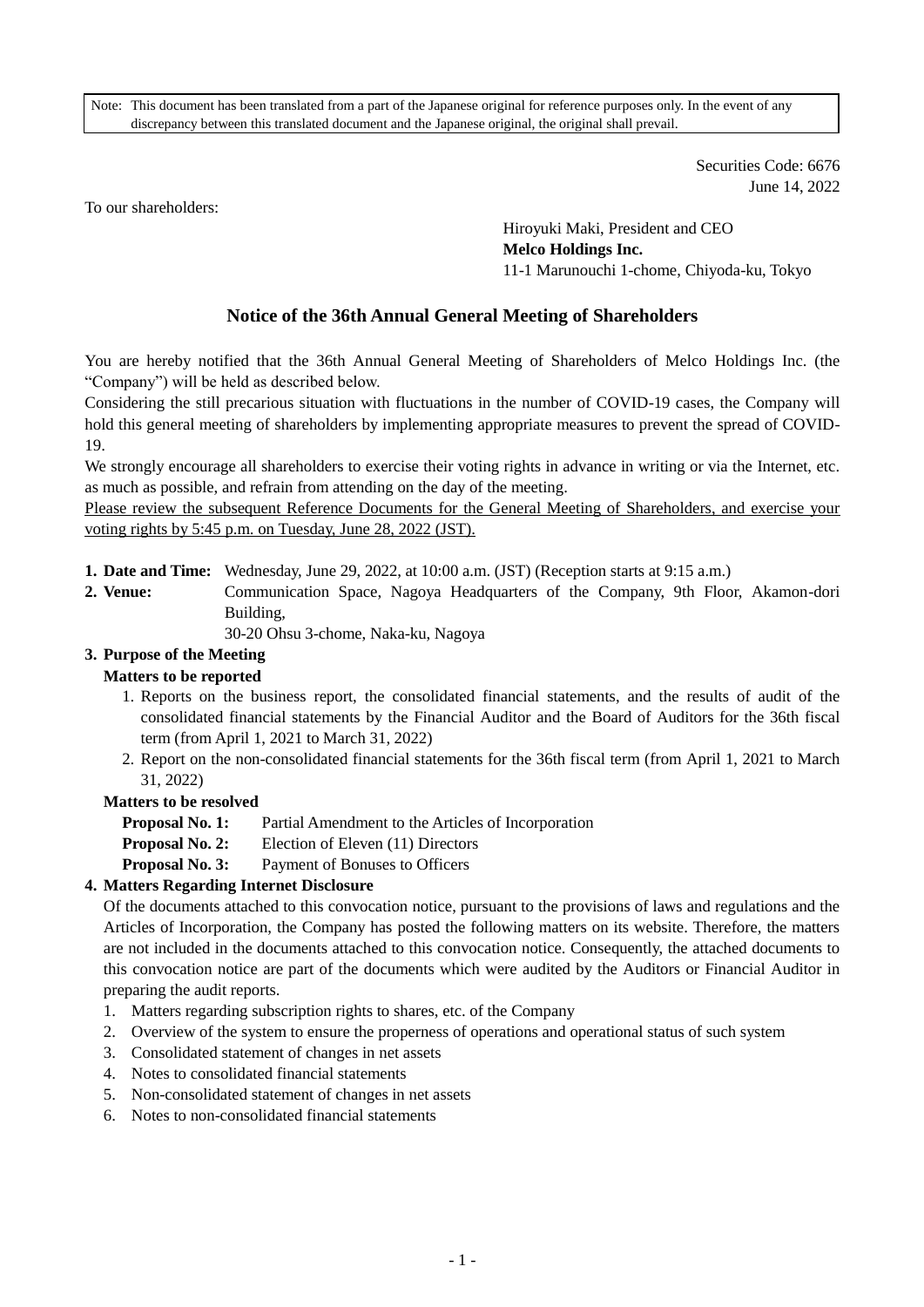Note: This document has been translated from a part of the Japanese original for reference purposes only. In the event of any discrepancy between this translated document and the Japanese original, the original shall prevail.

Securities Code: 6676
June 14, 2022

To our shareholders:

Hiroyuki Maki, President and CEO
**Melco Holdings Inc.**
11-1 Marunouchi 1-chome, Chiyoda-ku, Tokyo

# Notice of the 36th Annual General Meeting of Shareholders

You are hereby notified that the 36th Annual General Meeting of Shareholders of Melco Holdings Inc. (the "Company") will be held as described below.

Considering the still precarious situation with fluctuations in the number of COVID-19 cases, the Company will hold this general meeting of shareholders by implementing appropriate measures to prevent the spread of COVID-19.

We strongly encourage all shareholders to exercise their voting rights in advance in writing or via the Internet, etc. as much as possible, and refrain from attending on the day of the meeting.

Please review the subsequent Reference Documents for the General Meeting of Shareholders, and exercise your voting rights by 5:45 p.m. on Tuesday, June 28, 2022 (JST).

1. **Date and Time:** Wednesday, June 29, 2022, at 10:00 a.m. (JST) (Reception starts at 9:15 a.m.)
2. **Venue:** Communication Space, Nagoya Headquarters of the Company, 9th Floor, Akamon-dori Building,
   30-20 Ohsu 3-chome, Naka-ku, Nagoya
3. **Purpose of the Meeting**

   **Matters to be reported**

   1. Reports on the business report, the consolidated financial statements, and the results of audit of the consolidated financial statements by the Financial Auditor and the Board of Auditors for the 36th fiscal term (from April 1, 2021 to March 31, 2022)
   2. Report on the non-consolidated financial statements for the 36th fiscal term (from April 1, 2021 to March 31, 2022)

   **Matters to be resolved**

   **Proposal No. 1:** Partial Amendment to the Articles of Incorporation
   **Proposal No. 2:** Election of Eleven (11) Directors
   **Proposal No. 3:** Payment of Bonuses to Officers

4. **Matters Regarding Internet Disclosure**

   Of the documents attached to this convocation notice, pursuant to the provisions of laws and regulations and the Articles of Incorporation, the Company has posted the following matters on its website. Therefore, the matters are not included in the documents attached to this convocation notice. Consequently, the attached documents to this convocation notice are part of the documents which were audited by the Auditors or Financial Auditor in preparing the audit reports.

   1. Matters regarding subscription rights to shares, etc. of the Company
   2. Overview of the system to ensure the properness of operations and operational status of such system
   3. Consolidated statement of changes in net assets
   4. Notes to consolidated financial statements
   5. Non-consolidated statement of changes in net assets
   6. Notes to non-consolidated financial statements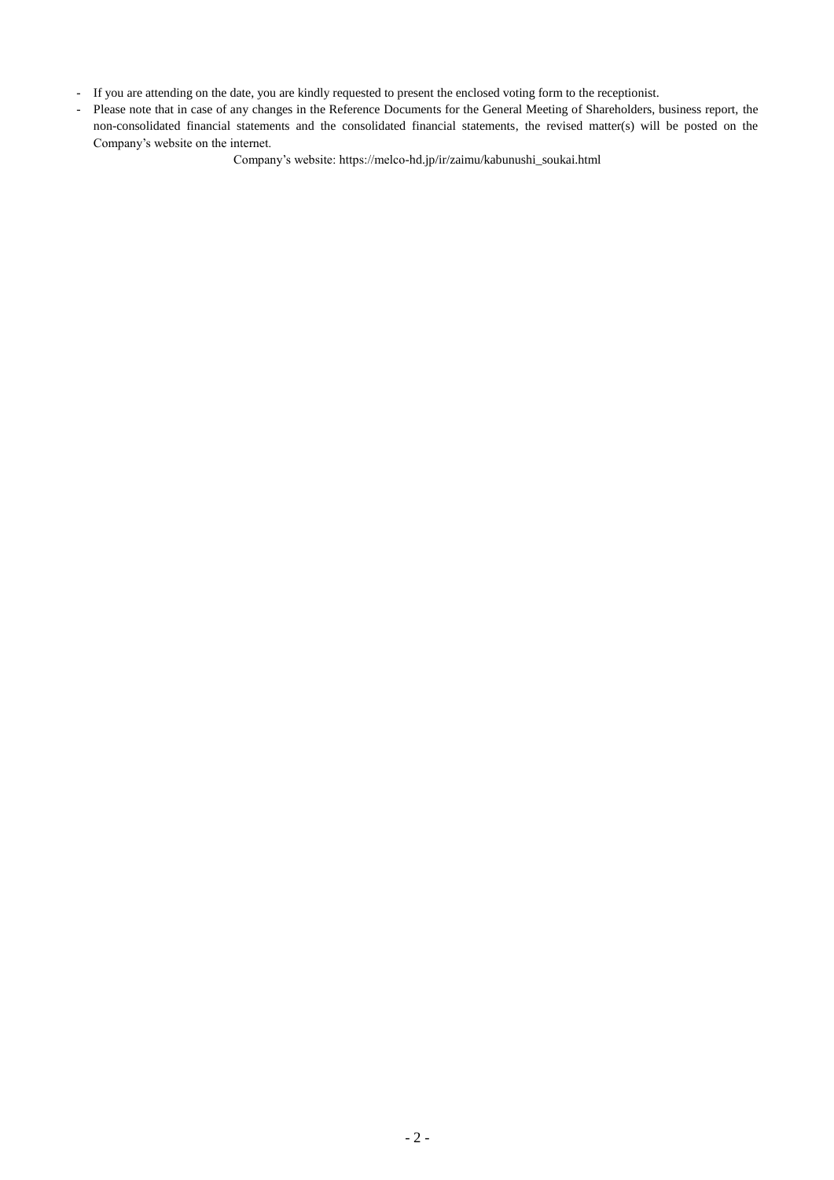- If you are attending on the date, you are kindly requested to present the enclosed voting form to the receptionist.
- Please note that in case of any changes in the Reference Documents for the General Meeting of Shareholders, business report, the non-consolidated financial statements and the consolidated financial statements, the revised matter(s) will be posted on the Company's website on the internet.

Company's website: https://melco-hd.jp/ir/zaimu/kabunushi_soukai.html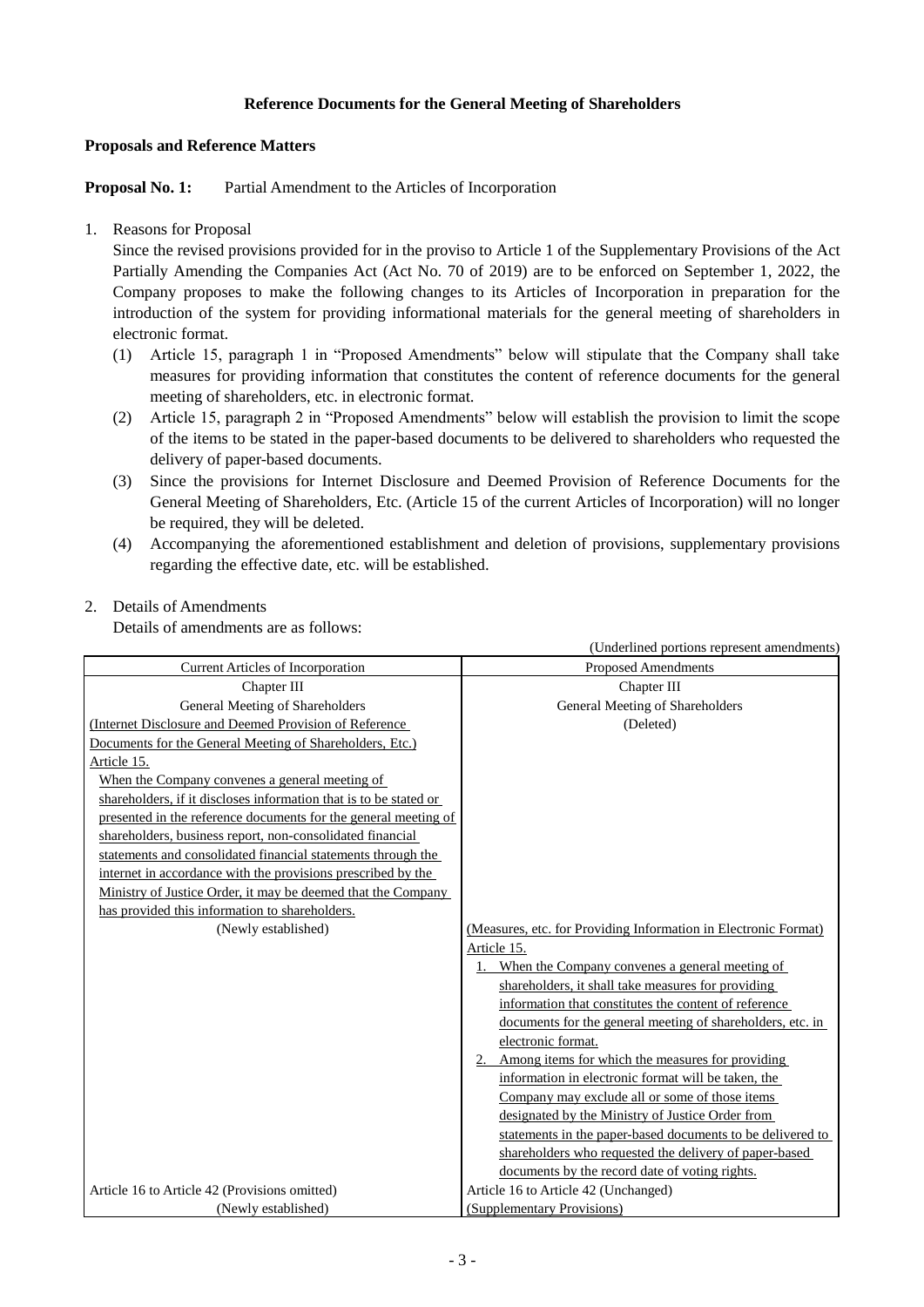**Reference Documents for the General Meeting of Shareholders**

**Proposals and Reference Matters**

**Proposal No. 1:** Partial Amendment to the Articles of Incorporation

1. Reasons for Proposal

   Since the revised provisions provided for in the proviso to Article 1 of the Supplementary Provisions of the Act Partially Amending the Companies Act (Act No. 70 of 2019) are to be enforced on September 1, 2022, the Company proposes to make the following changes to its Articles of Incorporation in preparation for the introduction of the system for providing informational materials for the general meeting of shareholders in electronic format.

   (1) Article 15, paragraph 1 in "Proposed Amendments" below will stipulate that the Company shall take measures for providing information that constitutes the content of reference documents for the general meeting of shareholders, etc. in electronic format.

   (2) Article 15, paragraph 2 in "Proposed Amendments" below will establish the provision to limit the scope of the items to be stated in the paper-based documents to be delivered to shareholders who requested the delivery of paper-based documents.

   (3) Since the provisions for Internet Disclosure and Deemed Provision of Reference Documents for the General Meeting of Shareholders, Etc. (Article 15 of the current Articles of Incorporation) will no longer be required, they will be deleted.

   (4) Accompanying the aforementioned establishment and deletion of provisions, supplementary provisions regarding the effective date, etc. will be established.

2. Details of Amendments

   Details of amendments are as follows:

(Underlined portions represent amendments)

| Current Articles of Incorporation | Proposed Amendments |
|---|---|
| Chapter III<br>General Meeting of Shareholders | Chapter III<br>General Meeting of Shareholders |
| <u>(Internet Disclosure and Deemed Provision of Reference Documents for the General Meeting of Shareholders, Etc.)</u><br><u>Article 15.</u><br><u>When the Company convenes a general meeting of shareholders, if it discloses information that is to be stated or presented in the reference documents for the general meeting of shareholders, business report, non-consolidated financial statements and consolidated financial statements through the internet in accordance with the provisions prescribed by the Ministry of Justice Order, it may be deemed that the Company has provided this information to shareholders.</u> | (Deleted) |
| (Newly established) | <u>(Measures, etc. for Providing Information in Electronic Format)</u><br><u>Article 15.</u><br><u>1. When the Company convenes a general meeting of shareholders, it shall take measures for providing information that constitutes the content of reference documents for the general meeting of shareholders, etc. in electronic format.</u><br><u>2. Among items for which the measures for providing information in electronic format will be taken, the Company may exclude all or some of those items designated by the Ministry of Justice Order from statements in the paper-based documents to be delivered to shareholders who requested the delivery of paper-based documents by the record date of voting rights.</u> |
| Article 16 to Article 42 (Provisions omitted) | Article 16 to Article 42 (Unchanged) |
| (Newly established) | <u>(Supplementary Provisions)</u> |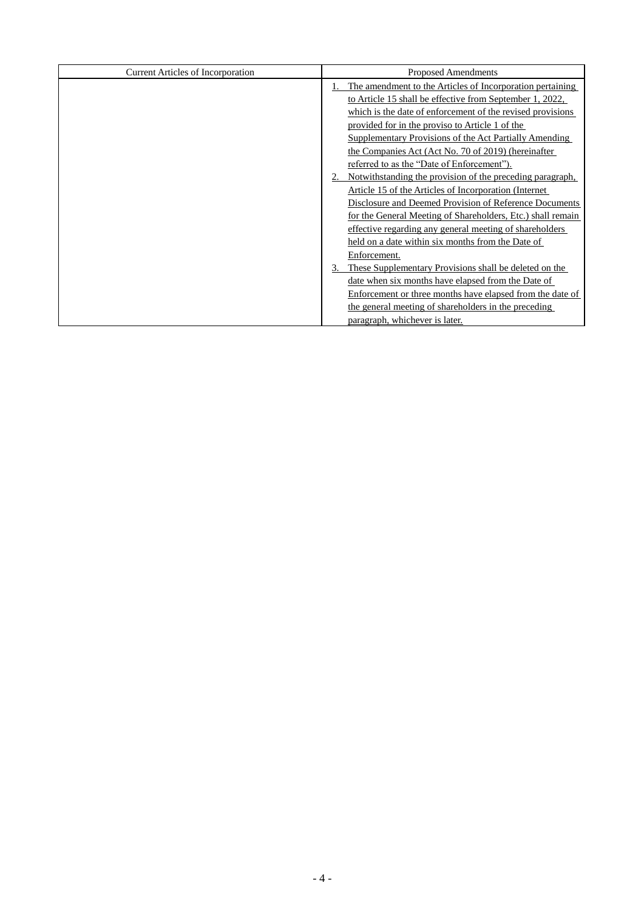| Current Articles of Incorporation | Proposed Amendments |
|---|---|
| | 1. The amendment to the Articles of Incorporation pertaining to Article 15 shall be effective from September 1, 2022, which is the date of enforcement of the revised provisions provided for in the proviso to Article 1 of the Supplementary Provisions of the Act Partially Amending the Companies Act (Act No. 70 of 2019) (hereinafter referred to as the "Date of Enforcement").<br>2. Notwithstanding the provision of the preceding paragraph, Article 15 of the Articles of Incorporation (Internet Disclosure and Deemed Provision of Reference Documents for the General Meeting of Shareholders, Etc.) shall remain effective regarding any general meeting of shareholders held on a date within six months from the Date of Enforcement.<br>3. These Supplementary Provisions shall be deleted on the date when six months have elapsed from the Date of Enforcement or three months have elapsed from the date of the general meeting of shareholders in the preceding paragraph, whichever is later. |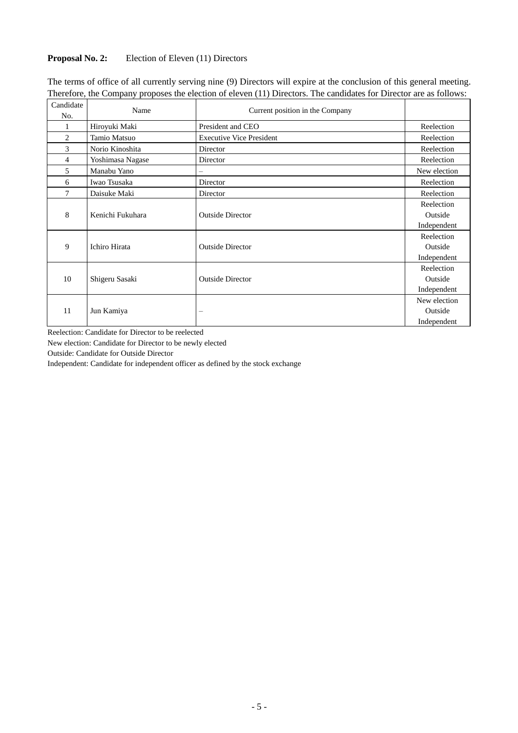**Proposal No. 2:** Election of Eleven (11) Directors

The terms of office of all currently serving nine (9) Directors will expire at the conclusion of this general meeting. Therefore, the Company proposes the election of eleven (11) Directors. The candidates for Director are as follows:

| Candidate No. | Name | Current position in the Company | |
|---|---|---|---|
| 1 | Hiroyuki Maki | President and CEO | Reelection |
| 2 | Tamio Matsuo | Executive Vice President | Reelection |
| 3 | Norio Kinoshita | Director | Reelection |
| 4 | Yoshimasa Nagase | Director | Reelection |
| 5 | Manabu Yano | – | New election |
| 6 | Iwao Tsusaka | Director | Reelection |
| 7 | Daisuke Maki | Director | Reelection |
| 8 | Kenichi Fukuhara | Outside Director | Reelection<br>Outside<br>Independent |
| 9 | Ichiro Hirata | Outside Director | Reelection<br>Outside<br>Independent |
| 10 | Shigeru Sasaki | Outside Director | Reelection<br>Outside<br>Independent |
| 11 | Jun Kamiya | – | New election<br>Outside<br>Independent |

Reelection: Candidate for Director to be reelected

New election: Candidate for Director to be newly elected

Outside: Candidate for Outside Director

Independent: Candidate for independent officer as defined by the stock exchange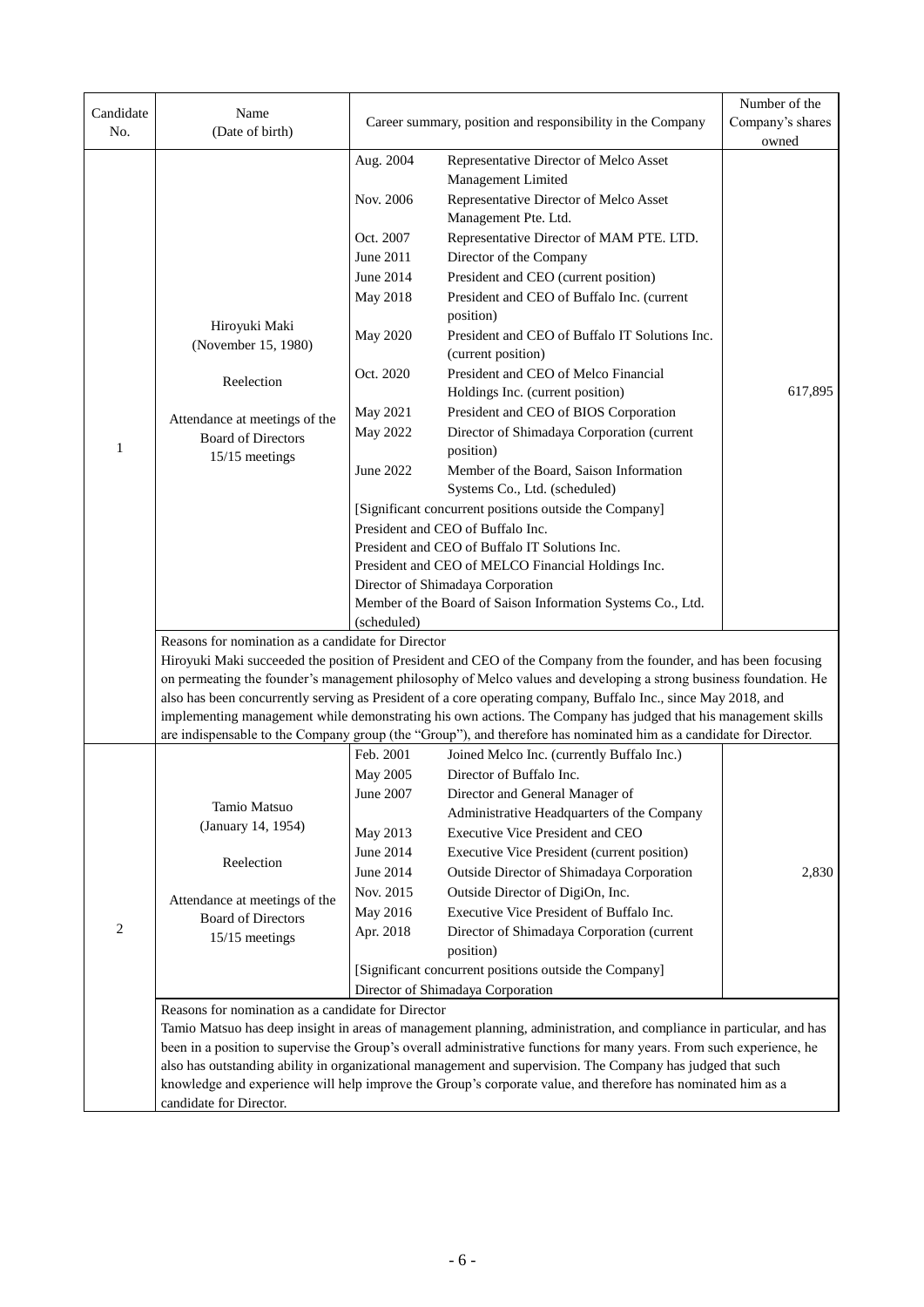| Candidate No. | Name (Date of birth) | Career summary, position and responsibility in the Company | Number of the Company's shares owned |
|---|---|---|---|
| 1 | Hiroyuki Maki (November 15, 1980)<br><br>Reelection<br><br>Attendance at meetings of the Board of Directors 15/15 meetings | Aug. 2004 Representative Director of Melco Asset Management Limited<br>Nov. 2006 Representative Director of Melco Asset Management Pte. Ltd.<br>Oct. 2007 Representative Director of MAM PTE. LTD.<br>June 2011 Director of the Company<br>June 2014 President and CEO (current position)<br>May 2018 President and CEO of Buffalo Inc. (current position)<br>May 2020 President and CEO of Buffalo IT Solutions Inc. (current position)<br>Oct. 2020 President and CEO of Melco Financial Holdings Inc. (current position)<br>May 2021 President and CEO of BIOS Corporation<br>May 2022 Director of Shimadaya Corporation (current position)<br>June 2022 Member of the Board, Saison Information Systems Co., Ltd. (scheduled)<br>[Significant concurrent positions outside the Company]<br>President and CEO of Buffalo Inc.<br>President and CEO of Buffalo IT Solutions Inc.<br>President and CEO of MELCO Financial Holdings Inc.<br>Director of Shimadaya Corporation<br>Member of the Board of Saison Information Systems Co., Ltd. (scheduled) | 617,895 |
| | Reasons for nomination as a candidate for Director<br>Hiroyuki Maki succeeded the position of President and CEO of the Company from the founder, and has been focusing on permeating the founder's management philosophy of Melco values and developing a strong business foundation. He also has been concurrently serving as President of a core operating company, Buffalo Inc., since May 2018, and implementing management while demonstrating his own actions. The Company has judged that his management skills are indispensable to the Company group (the "Group"), and therefore has nominated him as a candidate for Director. | | |
| 2 | Tamio Matsuo (January 14, 1954)<br><br>Reelection<br><br>Attendance at meetings of the Board of Directors 15/15 meetings | Feb. 2001 Joined Melco Inc. (currently Buffalo Inc.)<br>May 2005 Director of Buffalo Inc.<br>June 2007 Director and General Manager of Administrative Headquarters of the Company<br>May 2013 Executive Vice President and CEO<br>June 2014 Executive Vice President (current position)<br>June 2014 Outside Director of Shimadaya Corporation<br>Nov. 2015 Outside Director of DigiOn, Inc.<br>May 2016 Executive Vice President of Buffalo Inc.<br>Apr. 2018 Director of Shimadaya Corporation (current position)<br>[Significant concurrent positions outside the Company]<br>Director of Shimadaya Corporation | 2,830 |
| | Reasons for nomination as a candidate for Director<br>Tamio Matsuo has deep insight in areas of management planning, administration, and compliance in particular, and has been in a position to supervise the Group's overall administrative functions for many years. From such experience, he also has outstanding ability in organizational management and supervision. The Company has judged that such knowledge and experience will help improve the Group's corporate value, and therefore has nominated him as a candidate for Director. | | |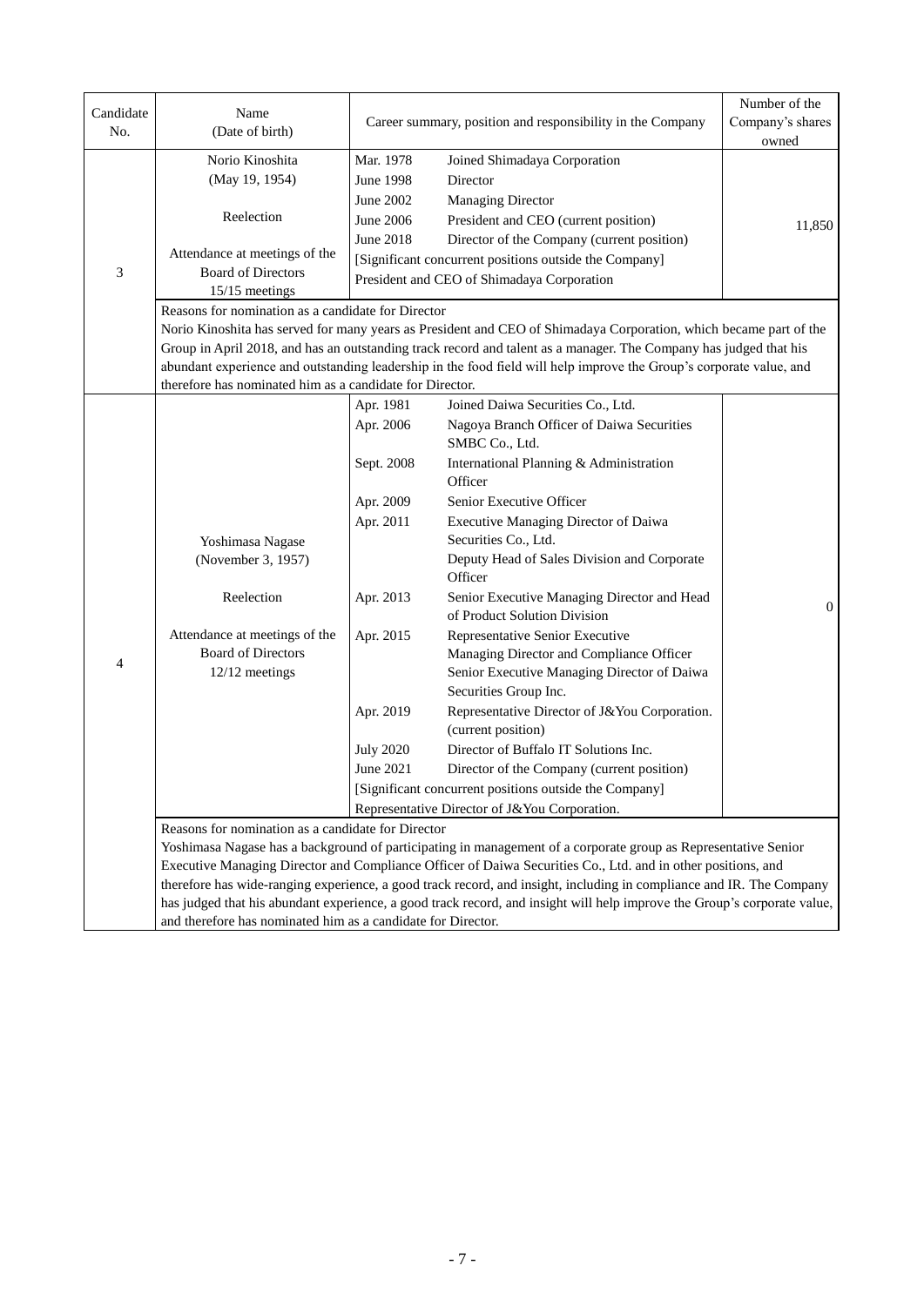| Candidate No. | Name (Date of birth) | Career summary, position and responsibility in the Company | | Number of the Company's shares owned |
|---|---|---|---|---|
| 3 | Norio Kinoshita (May 19, 1954)<br><br>Reelection<br><br>Attendance at meetings of the Board of Directors 15/15 meetings | Mar. 1978 | Joined Shimadaya Corporation | 11,850 |
| | | June 1998 | Director | |
| | | June 2002 | Managing Director | |
| | | June 2006 | President and CEO (current position) | |
| | | June 2018 | Director of the Company (current position) | |
| | | [Significant concurrent positions outside the Company]<br>President and CEO of Shimadaya Corporation | | |
| | Reasons for nomination as a candidate for Director<br>Norio Kinoshita has served for many years as President and CEO of Shimadaya Corporation, which became part of the Group in April 2018, and has an outstanding track record and talent as a manager. The Company has judged that his abundant experience and outstanding leadership in the food field will help improve the Group's corporate value, and therefore has nominated him as a candidate for Director. | | | |
| 4 | Yoshimasa Nagase (November 3, 1957)<br><br>Reelection<br><br>Attendance at meetings of the Board of Directors 12/12 meetings | Apr. 1981 | Joined Daiwa Securities Co., Ltd. | 0 |
| | | Apr. 2006 | Nagoya Branch Officer of Daiwa Securities SMBC Co., Ltd. | |
| | | Sept. 2008 | International Planning & Administration Officer | |
| | | Apr. 2009 | Senior Executive Officer | |
| | | Apr. 2011 | Executive Managing Director of Daiwa Securities Co., Ltd.<br>Deputy Head of Sales Division and Corporate Officer | |
| | | Apr. 2013 | Senior Executive Managing Director and Head of Product Solution Division | |
| | | Apr. 2015 | Representative Senior Executive Managing Director and Compliance Officer<br>Senior Executive Managing Director of Daiwa Securities Group Inc. | |
| | | Apr. 2019 | Representative Director of J&You Corporation. (current position) | |
| | | July 2020 | Director of Buffalo IT Solutions Inc. | |
| | | June 2021 | Director of the Company (current position) | |
| | | [Significant concurrent positions outside the Company]<br>Representative Director of J&You Corporation. | | |
| | Reasons for nomination as a candidate for Director<br>Yoshimasa Nagase has a background of participating in management of a corporate group as Representative Senior Executive Managing Director and Compliance Officer of Daiwa Securities Co., Ltd. and in other positions, and therefore has wide-ranging experience, a good track record, and insight, including in compliance and IR. The Company has judged that his abundant experience, a good track record, and insight will help improve the Group's corporate value, and therefore has nominated him as a candidate for Director. | | | |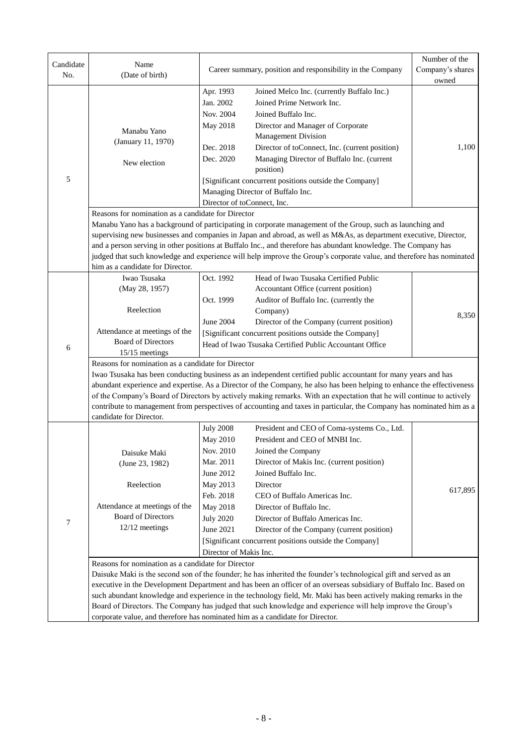| Candidate No. | Name (Date of birth) | Career summary, position and responsibility in the Company | Number of the Company's shares owned |
|---|---|---|---|
| 5 | Manabu Yano (January 11, 1970) New election | Apr. 1993 Joined Melco Inc. (currently Buffalo Inc.)<br>Jan. 2002 Joined Prime Network Inc.<br>Nov. 2004 Joined Buffalo Inc.<br>May 2018 Director and Manager of Corporate Management Division<br>Dec. 2018 Director of toConnect, Inc. (current position)<br>Dec. 2020 Managing Director of Buffalo Inc. (current position)<br>[Significant concurrent positions outside the Company]<br>Managing Director of Buffalo Inc.<br>Director of toConnect, Inc. | 1,100 |
| | Reasons for nomination as a candidate for Director<br>Manabu Yano has a background of participating in corporate management of the Group, such as launching and supervising new businesses and companies in Japan and abroad, as well as M&As, as department executive, Director, and a person serving in other positions at Buffalo Inc., and therefore has abundant knowledge. The Company has judged that such knowledge and experience will help improve the Group's corporate value, and therefore has nominated him as a candidate for Director. | | |
| 6 | Iwao Tsusaka (May 28, 1957) Reelection Attendance at meetings of the Board of Directors 15/15 meetings | Oct. 1992 Head of Iwao Tsusaka Certified Public Accountant Office (current position)<br>Oct. 1999 Auditor of Buffalo Inc. (currently the Company)<br>June 2004 Director of the Company (current position)<br>[Significant concurrent positions outside the Company]<br>Head of Iwao Tsusaka Certified Public Accountant Office | 8,350 |
| | Reasons for nomination as a candidate for Director<br>Iwao Tsusaka has been conducting business as an independent certified public accountant for many years and has abundant experience and expertise. As a Director of the Company, he also has been helping to enhance the effectiveness of the Company's Board of Directors by actively making remarks. With an expectation that he will continue to actively contribute to management from perspectives of accounting and taxes in particular, the Company has nominated him as a candidate for Director. | | |
| 7 | Daisuke Maki (June 23, 1982) Reelection Attendance at meetings of the Board of Directors 12/12 meetings | July 2008 President and CEO of Coma-systems Co., Ltd.<br>May 2010 President and CEO of MNBI Inc.<br>Nov. 2010 Joined the Company<br>Mar. 2011 Director of Makis Inc. (current position)<br>June 2012 Joined Buffalo Inc.<br>May 2013 Director<br>Feb. 2018 CEO of Buffalo Americas Inc.<br>May 2018 Director of Buffalo Inc.<br>July 2020 Director of Buffalo Americas Inc.<br>June 2021 Director of the Company (current position)<br>[Significant concurrent positions outside the Company]<br>Director of Makis Inc. | 617,895 |
| | Reasons for nomination as a candidate for Director<br>Daisuke Maki is the second son of the founder; he has inherited the founder's technological gift and served as an executive in the Development Department and has been an officer of an overseas subsidiary of Buffalo Inc. Based on such abundant knowledge and experience in the technology field, Mr. Maki has been actively making remarks in the Board of Directors. The Company has judged that such knowledge and experience will help improve the Group's corporate value, and therefore has nominated him as a candidate for Director. | | |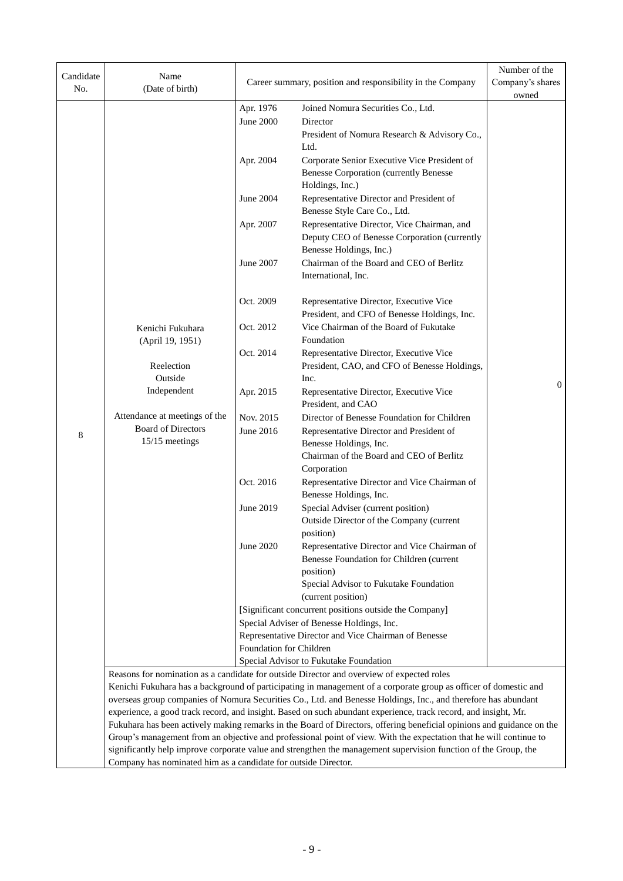| Candidate No. | Name (Date of birth) | Career summary, position and responsibility in the Company | | Number of the Company's shares owned |
|---|---|---|---|---|
| 8 | Kenichi Fukuhara (April 19, 1951)<br><br>Reelection<br>Outside<br>Independent<br><br>Attendance at meetings of the Board of Directors<br>15/15 meetings | Apr. 1976 | Joined Nomura Securities Co., Ltd. | 0 |
| | | June 2000 | Director<br>President of Nomura Research & Advisory Co., Ltd. | |
| | | Apr. 2004 | Corporate Senior Executive Vice President of Benesse Corporation (currently Benesse Holdings, Inc.) | |
| | | June 2004 | Representative Director and President of Benesse Style Care Co., Ltd. | |
| | | Apr. 2007 | Representative Director, Vice Chairman, and Deputy CEO of Benesse Corporation (currently Benesse Holdings, Inc.) | |
| | | June 2007 | Chairman of the Board and CEO of Berlitz International, Inc. | |
| | | Oct. 2009 | Representative Director, Executive Vice President, and CFO of Benesse Holdings, Inc. | |
| | | Oct. 2012 | Vice Chairman of the Board of Fukutake Foundation | |
| | | Oct. 2014 | Representative Director, Executive Vice President, CAO, and CFO of Benesse Holdings, Inc. | |
| | | Apr. 2015 | Representative Director, Executive Vice President, and CAO | |
| | | Nov. 2015 | Director of Benesse Foundation for Children | |
| | | June 2016 | Representative Director and President of Benesse Holdings, Inc.<br>Chairman of the Board and CEO of Berlitz Corporation | |
| | | Oct. 2016 | Representative Director and Vice Chairman of Benesse Holdings, Inc. | |
| | | June 2019 | Special Adviser (current position)<br>Outside Director of the Company (current position) | |
| | | June 2020 | Representative Director and Vice Chairman of Benesse Foundation for Children (current position)<br>Special Advisor to Fukutake Foundation (current position) | |
| | | [Significant concurrent positions outside the Company]<br>Special Adviser of Benesse Holdings, Inc.<br>Representative Director and Vice Chairman of Benesse Foundation for Children<br>Special Advisor to Fukutake Foundation | | |
| | Reasons for nomination as a candidate for outside Director and overview of expected roles<br>Kenichi Fukuhara has a background of participating in management of a corporate group as officer of domestic and overseas group companies of Nomura Securities Co., Ltd. and Benesse Holdings, Inc., and therefore has abundant experience, a good track record, and insight. Based on such abundant experience, track record, and insight, Mr. Fukuhara has been actively making remarks in the Board of Directors, offering beneficial opinions and guidance on the Group's management from an objective and professional point of view. With the expectation that he will continue to significantly help improve corporate value and strengthen the management supervision function of the Group, the Company has nominated him as a candidate for outside Director. | | | |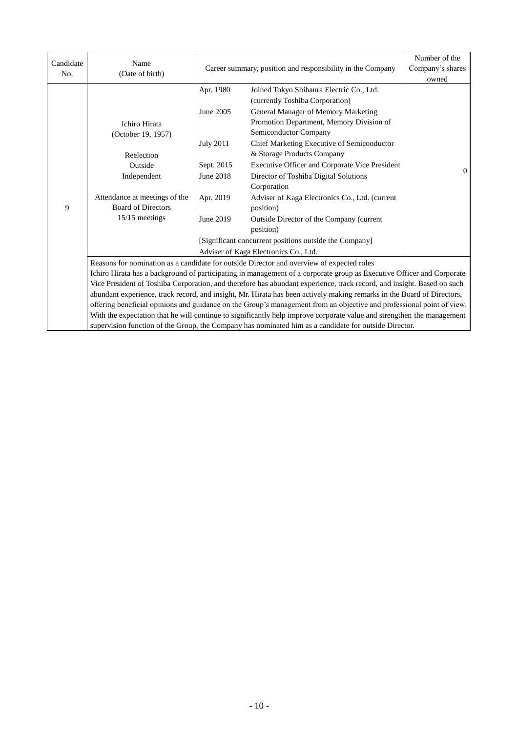| Candidate No. | Name (Date of birth) | Career summary, position and responsibility in the Company | | Number of the Company's shares owned |
|---|---|---|---|---|
| 9 | Ichiro Hirata<br>(October 19, 1957)<br><br>Reelection<br>Outside<br>Independent<br><br>Attendance at meetings of the Board of Directors<br>15/15 meetings | Apr. 1980 | Joined Tokyo Shibaura Electric Co., Ltd. (currently Toshiba Corporation) | 0 |
| | | June 2005 | General Manager of Memory Marketing Promotion Department, Memory Division of Semiconductor Company | |
| | | July 2011 | Chief Marketing Executive of Semiconductor & Storage Products Company | |
| | | Sept. 2015 | Executive Officer and Corporate Vice President | |
| | | June 2018 | Director of Toshiba Digital Solutions Corporation | |
| | | Apr. 2019 | Adviser of Kaga Electronics Co., Ltd. (current position) | |
| | | June 2019 | Outside Director of the Company (current position) | |
| | | [Significant concurrent positions outside the Company]<br>Adviser of Kaga Electronics Co., Ltd. | | |
| | Reasons for nomination as a candidate for outside Director and overview of expected roles<br>Ichiro Hirata has a background of participating in management of a corporate group as Executive Officer and Corporate Vice President of Toshiba Corporation, and therefore has abundant experience, track record, and insight. Based on such abundant experience, track record, and insight, Mr. Hirata has been actively making remarks in the Board of Directors, offering beneficial opinions and guidance on the Group's management from an objective and professional point of view. With the expectation that he will continue to significantly help improve corporate value and strengthen the management supervision function of the Group, the Company has nominated him as a candidate for outside Director. | | | |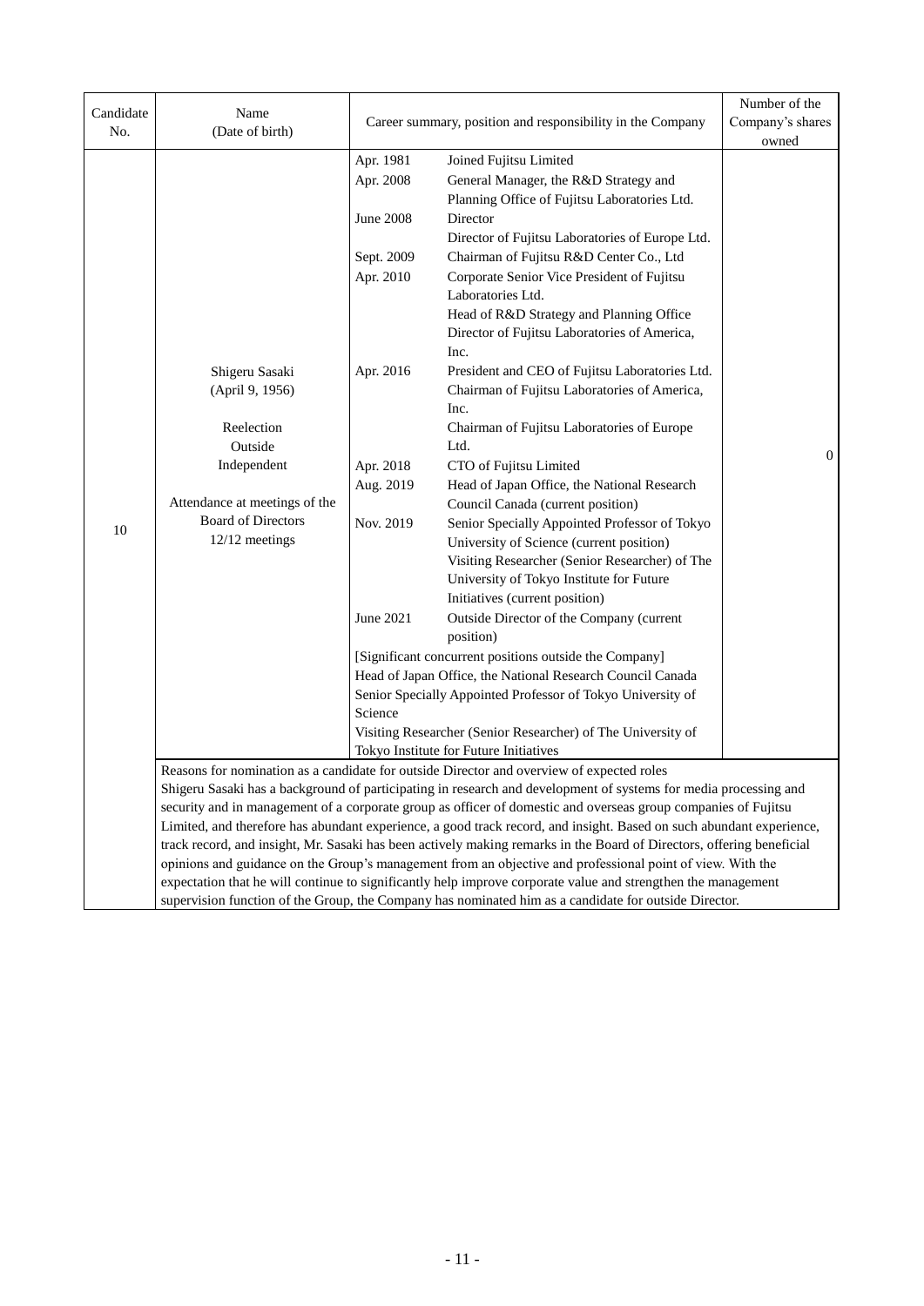| Candidate No. | Name (Date of birth) | Career summary, position and responsibility in the Company | Number of the Company's shares owned |
|---|---|---|---|
| 10 | Shigeru Sasaki<br>(April 9, 1956)<br><br>Reelection<br>Outside<br>Independent<br><br>Attendance at meetings of the Board of Directors<br>12/12 meetings | Apr. 1981 Joined Fujitsu Limited<br>Apr. 2008 General Manager, the R&D Strategy and Planning Office of Fujitsu Laboratories Ltd.<br>June 2008 Director<br>Director of Fujitsu Laboratories of Europe Ltd.<br>Sept. 2009 Chairman of Fujitsu R&D Center Co., Ltd<br>Apr. 2010 Corporate Senior Vice President of Fujitsu Laboratories Ltd.<br>Head of R&D Strategy and Planning Office<br>Director of Fujitsu Laboratories of America, Inc.<br>Apr. 2016 President and CEO of Fujitsu Laboratories Ltd.<br>Chairman of Fujitsu Laboratories of America, Inc.<br>Chairman of Fujitsu Laboratories of Europe Ltd.<br>Apr. 2018 CTO of Fujitsu Limited<br>Aug. 2019 Head of Japan Office, the National Research Council Canada (current position)<br>Nov. 2019 Senior Specially Appointed Professor of Tokyo University of Science (current position)<br>Visiting Researcher (Senior Researcher) of The University of Tokyo Institute for Future Initiatives (current position)<br>June 2021 Outside Director of the Company (current position)<br>[Significant concurrent positions outside the Company]<br>Head of Japan Office, the National Research Council Canada<br>Senior Specially Appointed Professor of Tokyo University of Science<br>Visiting Researcher (Senior Researcher) of The University of Tokyo Institute for Future Initiatives | 0 |
| | Reasons for nomination as a candidate for outside Director and overview of expected roles<br>Shigeru Sasaki has a background of participating in research and development of systems for media processing and security and in management of a corporate group as officer of domestic and overseas group companies of Fujitsu Limited, and therefore has abundant experience, a good track record, and insight. Based on such abundant experience, track record, and insight, Mr. Sasaki has been actively making remarks in the Board of Directors, offering beneficial opinions and guidance on the Group's management from an objective and professional point of view. With the expectation that he will continue to significantly help improve corporate value and strengthen the management supervision function of the Group, the Company has nominated him as a candidate for outside Director. | | |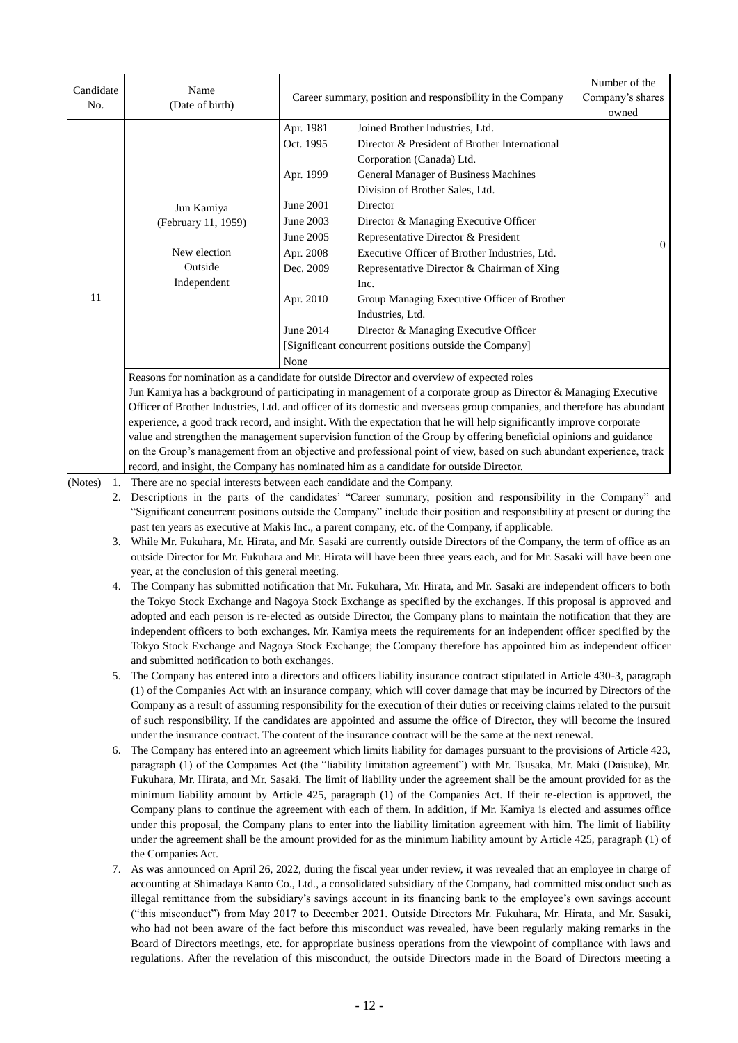| Candidate No. | Name (Date of birth) | Career summary, position and responsibility in the Company | | Number of the Company's shares owned |
|---|---|---|---|---|
| 11 | Jun Kamiya (February 11, 1959)<br><br>New election<br>Outside<br>Independent | Apr. 1981 | Joined Brother Industries, Ltd. | 0 |
| | | Oct. 1995 | Director & President of Brother International Corporation (Canada) Ltd. | |
| | | Apr. 1999 | General Manager of Business Machines Division of Brother Sales, Ltd. | |
| | | June 2001 | Director | |
| | | June 2003 | Director & Managing Executive Officer | |
| | | June 2005 | Representative Director & President | |
| | | Apr. 2008 | Executive Officer of Brother Industries, Ltd. | |
| | | Dec. 2009 | Representative Director & Chairman of Xing Inc. | |
| | | Apr. 2010 | Group Managing Executive Officer of Brother Industries, Ltd. | |
| | | June 2014 | Director & Managing Executive Officer | |
| | | [Significant concurrent positions outside the Company]<br>None | | |
| | Reasons for nomination as a candidate for outside Director and overview of expected roles<br>Jun Kamiya has a background of participating in management of a corporate group as Director & Managing Executive Officer of Brother Industries, Ltd. and officer of its domestic and overseas group companies, and therefore has abundant experience, a good track record, and insight. With the expectation that he will help significantly improve corporate value and strengthen the management supervision function of the Group by offering beneficial opinions and guidance on the Group's management from an objective and professional point of view, based on such abundant experience, track record, and insight, the Company has nominated him as a candidate for outside Director. | | | |

(Notes)

1. There are no special interests between each candidate and the Company.
2. Descriptions in the parts of the candidates' "Career summary, position and responsibility in the Company" and "Significant concurrent positions outside the Company" include their position and responsibility at present or during the past ten years as executive at Makis Inc., a parent company, etc. of the Company, if applicable.
3. While Mr. Fukuhara, Mr. Hirata, and Mr. Sasaki are currently outside Directors of the Company, the term of office as an outside Director for Mr. Fukuhara and Mr. Hirata will have been three years each, and for Mr. Sasaki will have been one year, at the conclusion of this general meeting.
4. The Company has submitted notification that Mr. Fukuhara, Mr. Hirata, and Mr. Sasaki are independent officers to both the Tokyo Stock Exchange and Nagoya Stock Exchange as specified by the exchanges. If this proposal is approved and adopted and each person is re-elected as outside Director, the Company plans to maintain the notification that they are independent officers to both exchanges. Mr. Kamiya meets the requirements for an independent officer specified by the Tokyo Stock Exchange and Nagoya Stock Exchange; the Company therefore has appointed him as independent officer and submitted notification to both exchanges.
5. The Company has entered into a directors and officers liability insurance contract stipulated in Article 430-3, paragraph (1) of the Companies Act with an insurance company, which will cover damage that may be incurred by Directors of the Company as a result of assuming responsibility for the execution of their duties or receiving claims related to the pursuit of such responsibility. If the candidates are appointed and assume the office of Director, they will become the insured under the insurance contract. The content of the insurance contract will be the same at the next renewal.
6. The Company has entered into an agreement which limits liability for damages pursuant to the provisions of Article 423, paragraph (1) of the Companies Act (the "liability limitation agreement") with Mr. Tsusaka, Mr. Maki (Daisuke), Mr. Fukuhara, Mr. Hirata, and Mr. Sasaki. The limit of liability under the agreement shall be the amount provided for as the minimum liability amount by Article 425, paragraph (1) of the Companies Act. If their re-election is approved, the Company plans to continue the agreement with each of them. In addition, if Mr. Kamiya is elected and assumes office under this proposal, the Company plans to enter into the liability limitation agreement with him. The limit of liability under the agreement shall be the amount provided for as the minimum liability amount by Article 425, paragraph (1) of the Companies Act.
7. As was announced on April 26, 2022, during the fiscal year under review, it was revealed that an employee in charge of accounting at Shimadaya Kanto Co., Ltd., a consolidated subsidiary of the Company, had committed misconduct such as illegal remittance from the subsidiary's savings account in its financing bank to the employee's own savings account ("this misconduct") from May 2017 to December 2021. Outside Directors Mr. Fukuhara, Mr. Hirata, and Mr. Sasaki, who had not been aware of the fact before this misconduct was revealed, have been regularly making remarks in the Board of Directors meetings, etc. for appropriate business operations from the viewpoint of compliance with laws and regulations. After the revelation of this misconduct, the outside Directors made in the Board of Directors meeting a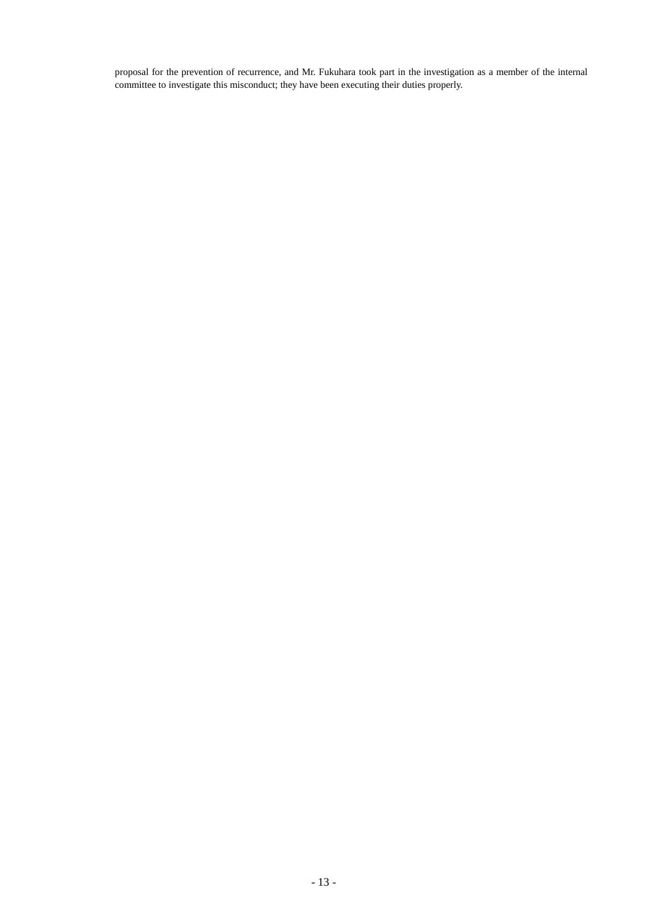proposal for the prevention of recurrence, and Mr. Fukuhara took part in the investigation as a member of the internal committee to investigate this misconduct; they have been executing their duties properly.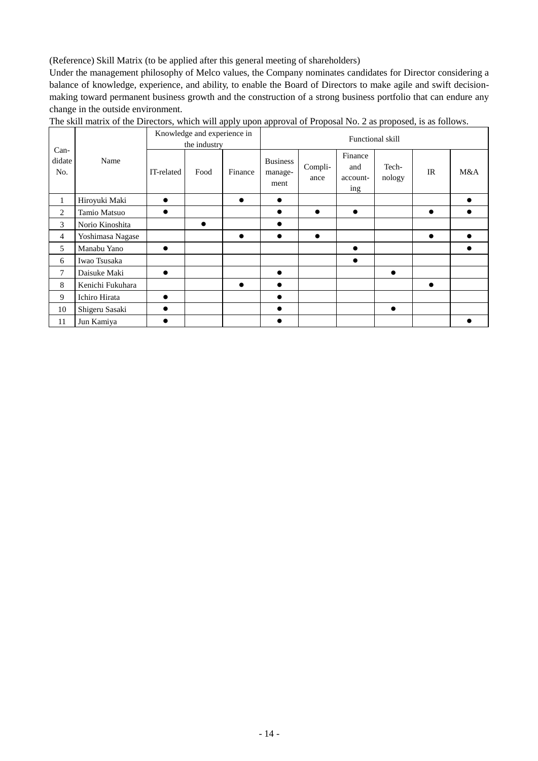(Reference) Skill Matrix (to be applied after this general meeting of shareholders)

Under the management philosophy of Melco values, the Company nominates candidates for Director considering a balance of knowledge, experience, and ability, to enable the Board of Directors to make agile and swift decision-making toward permanent business growth and the construction of a strong business portfolio that can endure any change in the outside environment.

The skill matrix of the Directors, which will apply upon approval of Proposal No. 2 as proposed, is as follows.

| Candidate No. | Name | Knowledge and experience in the industry | | | Functional skill | | | | | |
|---|---|---|---|---|---|---|---|---|---|---|
| | | IT-related | Food | Finance | Business management | Compliance | Finance and accounting | Technology | IR | M&A |
| 1 | Hiroyuki Maki | ● | | ● | ● | | | | | ● |
| 2 | Tamio Matsuo | ● | | | ● | ● | ● | | ● | ● |
| 3 | Norio Kinoshita | | ● | | ● | | | | | |
| 4 | Yoshimasa Nagase | | | ● | ● | ● | | | ● | ● |
| 5 | Manabu Yano | ● | | | | | ● | | | ● |
| 6 | Iwao Tsusaka | | | | | | ● | | | |
| 7 | Daisuke Maki | ● | | | ● | | | ● | | |
| 8 | Kenichi Fukuhara | | | ● | ● | | | | ● | |
| 9 | Ichiro Hirata | ● | | | ● | | | | | |
| 10 | Shigeru Sasaki | ● | | | ● | | | ● | | |
| 11 | Jun Kamiya | ● | | | ● | | | | | ● |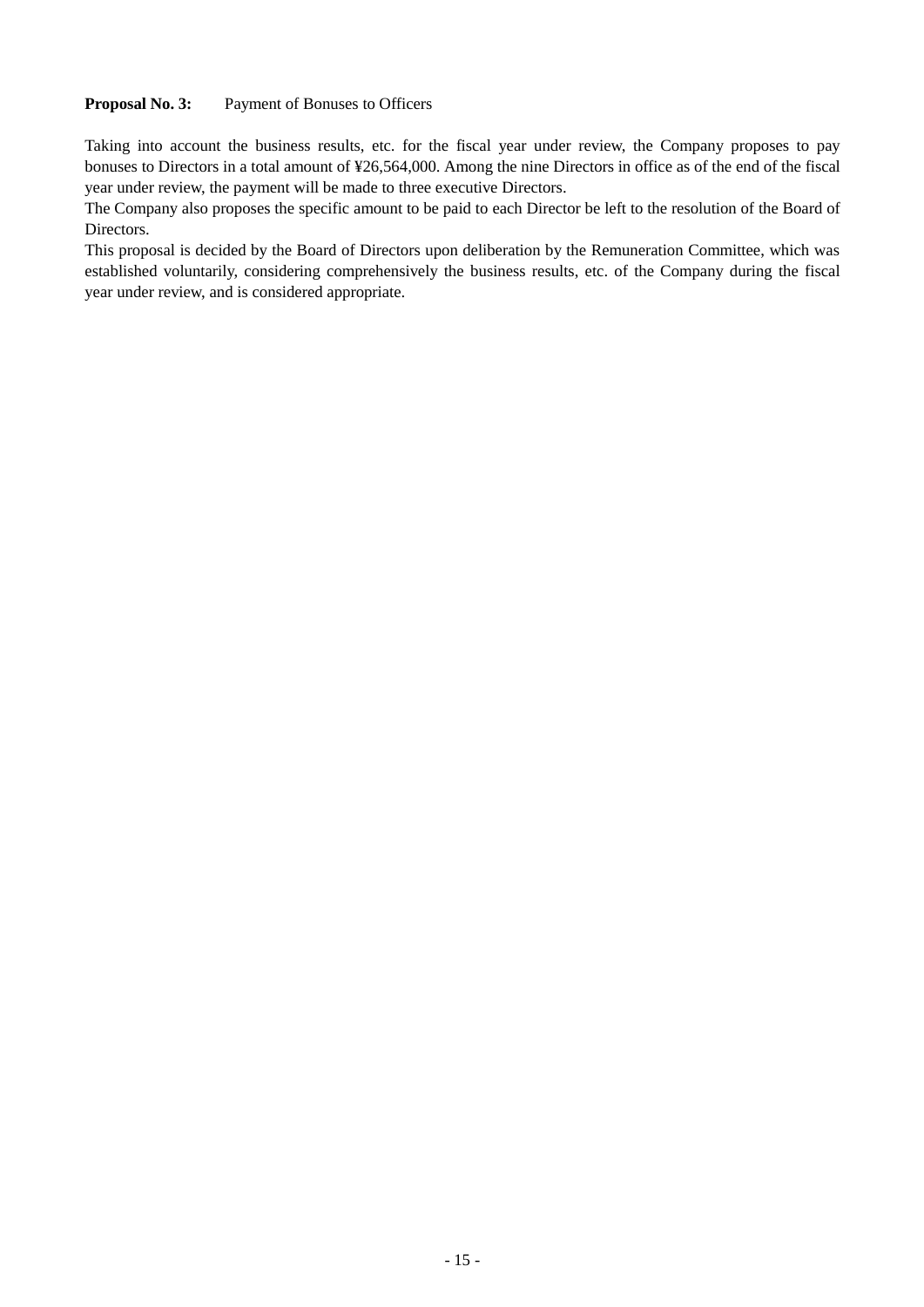**Proposal No. 3:** Payment of Bonuses to Officers

Taking into account the business results, etc. for the fiscal year under review, the Company proposes to pay bonuses to Directors in a total amount of ¥26,564,000. Among the nine Directors in office as of the end of the fiscal year under review, the payment will be made to three executive Directors.

The Company also proposes the specific amount to be paid to each Director be left to the resolution of the Board of Directors.

This proposal is decided by the Board of Directors upon deliberation by the Remuneration Committee, which was established voluntarily, considering comprehensively the business results, etc. of the Company during the fiscal year under review, and is considered appropriate.